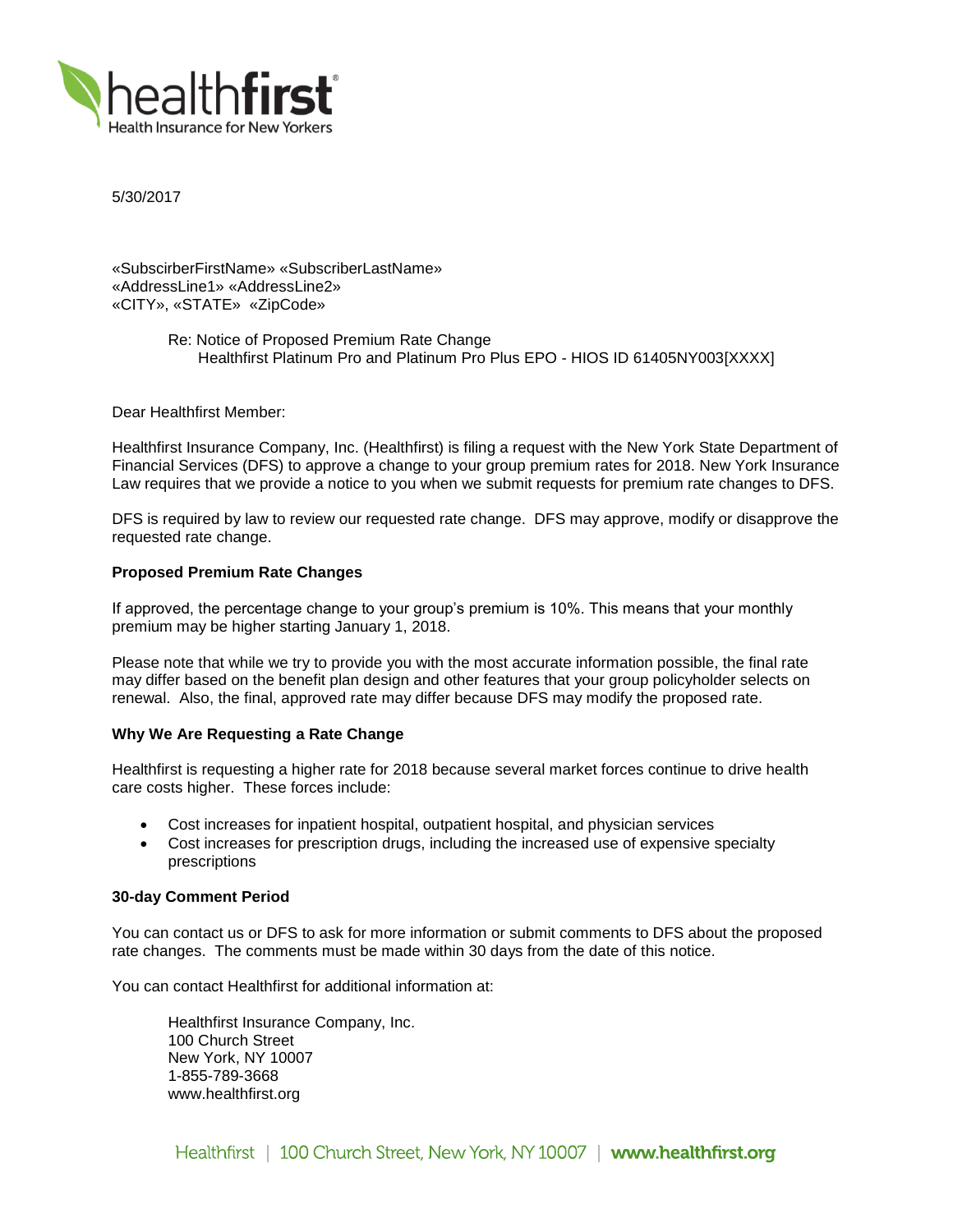healthfirst®
Health Insurance for New Yorkers

5/30/2017

«SubscirberFirstName» «SubscriberLastName»
«AddressLine1» «AddressLine2»
«CITY», «STATE» «ZipCode»

Re: Notice of Proposed Premium Rate Change
Healthfirst Platinum Pro and Platinum Pro Plus EPO - HIOS ID 61405NY003[XXXX]

Dear Healthfirst Member:

Healthfirst Insurance Company, Inc. (Healthfirst) is filing a request with the New York State Department of Financial Services (DFS) to approve a change to your group premium rates for 2018. New York Insurance Law requires that we provide a notice to you when we submit requests for premium rate changes to DFS.

DFS is required by law to review our requested rate change. DFS may approve, modify or disapprove the requested rate change.

**Proposed Premium Rate Changes**

If approved, the percentage change to your group's premium is 10%. This means that your monthly premium may be higher starting January 1, 2018.

Please note that while we try to provide you with the most accurate information possible, the final rate may differ based on the benefit plan design and other features that your group policyholder selects on renewal. Also, the final, approved rate may differ because DFS may modify the proposed rate.

**Why We Are Requesting a Rate Change**

Healthfirst is requesting a higher rate for 2018 because several market forces continue to drive health care costs higher. These forces include:

- Cost increases for inpatient hospital, outpatient hospital, and physician services
- Cost increases for prescription drugs, including the increased use of expensive specialty prescriptions

**30-day Comment Period**

You can contact us or DFS to ask for more information or submit comments to DFS about the proposed rate changes. The comments must be made within 30 days from the date of this notice.

You can contact Healthfirst for additional information at:

Healthfirst Insurance Company, Inc.
100 Church Street
New York, NY 10007
1-855-789-3668
www.healthfirst.org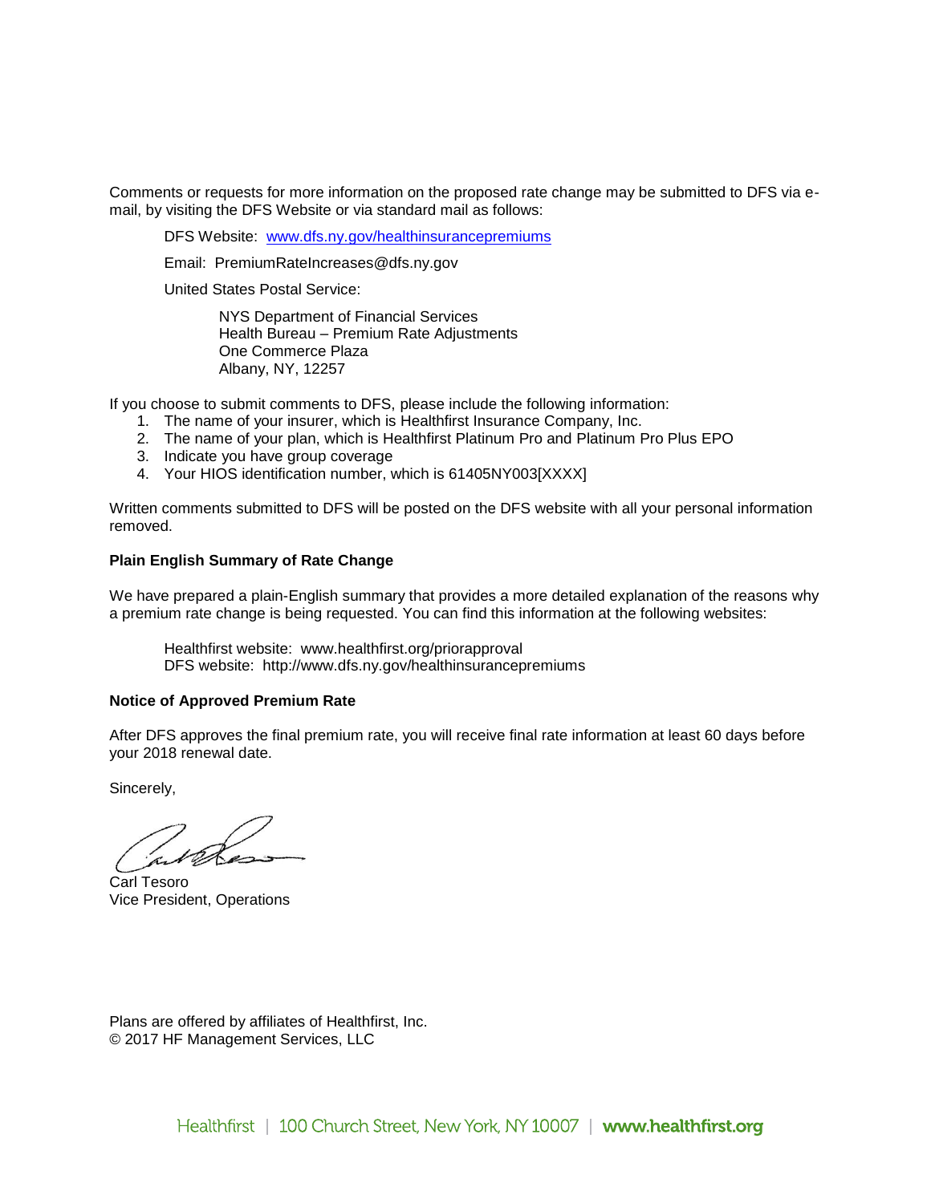Comments or requests for more information on the proposed rate change may be submitted to DFS via e-mail, by visiting the DFS Website or via standard mail as follows:

DFS Website: www.dfs.ny.gov/healthinsurancepremiums

Email: PremiumRateIncreases@dfs.ny.gov

United States Postal Service:

NYS Department of Financial Services
Health Bureau – Premium Rate Adjustments
One Commerce Plaza
Albany, NY, 12257

If you choose to submit comments to DFS, please include the following information:

1. The name of your insurer, which is Healthfirst Insurance Company, Inc.
2. The name of your plan, which is Healthfirst Platinum Pro and Platinum Pro Plus EPO
3. Indicate you have group coverage
4. Your HIOS identification number, which is 61405NY003[XXXX]

Written comments submitted to DFS will be posted on the DFS website with all your personal information removed.

**Plain English Summary of Rate Change**

We have prepared a plain-English summary that provides a more detailed explanation of the reasons why a premium rate change is being requested. You can find this information at the following websites:

Healthfirst website: www.healthfirst.org/priorapproval
DFS website: http://www.dfs.ny.gov/healthinsurancepremiums

**Notice of Approved Premium Rate**

After DFS approves the final premium rate, you will receive final rate information at least 60 days before your 2018 renewal date.

Sincerely,

Carl Tesoro
Vice President, Operations

Plans are offered by affiliates of Healthfirst, Inc.
© 2017 HF Management Services, LLC

Healthfirst | 100 Church Street, New York, NY 10007 | www.healthfirst.org